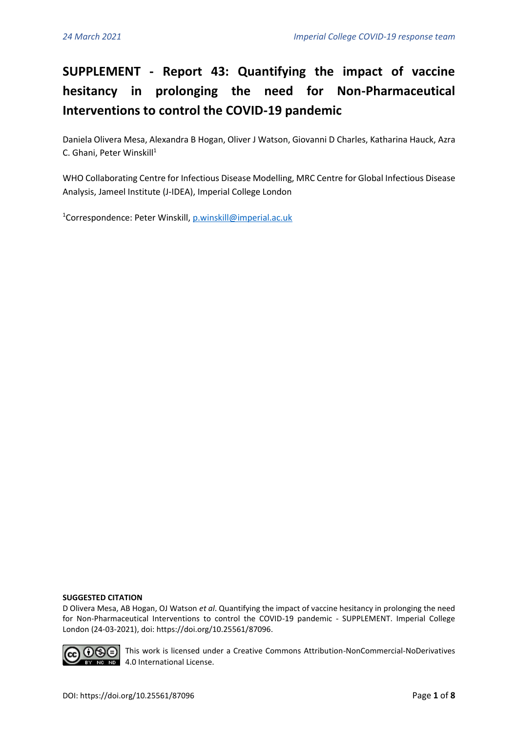# SUPPLEMENT - Report 43: Quantifying the impact of vaccine hesitancy in prolonging the need for Non-Pharmaceutical Interventions to control the COVID-19 pandemic

Daniela Olivera Mesa, Alexandra B Hogan, Oliver J Watson, Giovanni D Charles, Katharina Hauck, Azra C. Ghani, Peter Winskill[1]

WHO Collaborating Centre for Infectious Disease Modelling, MRC Centre for Global Infectious Disease Analysis, Jameel Institute (J-IDEA), Imperial College London

[1]Correspondence: Peter Winskill, p.winskill@imperial.ac.uk

**SUGGESTED CITATION**

D Olivera Mesa, AB Hogan, OJ Watson *et al*. Quantifying the impact of vaccine hesitancy in prolonging the need for Non-Pharmaceutical Interventions to control the COVID-19 pandemic - SUPPLEMENT. Imperial College London (24-03-2021), doi: https://doi.org/10.25561/87096.

This work is licensed under a Creative Commons Attribution-NonCommercial-NoDerivatives 4.0 International License.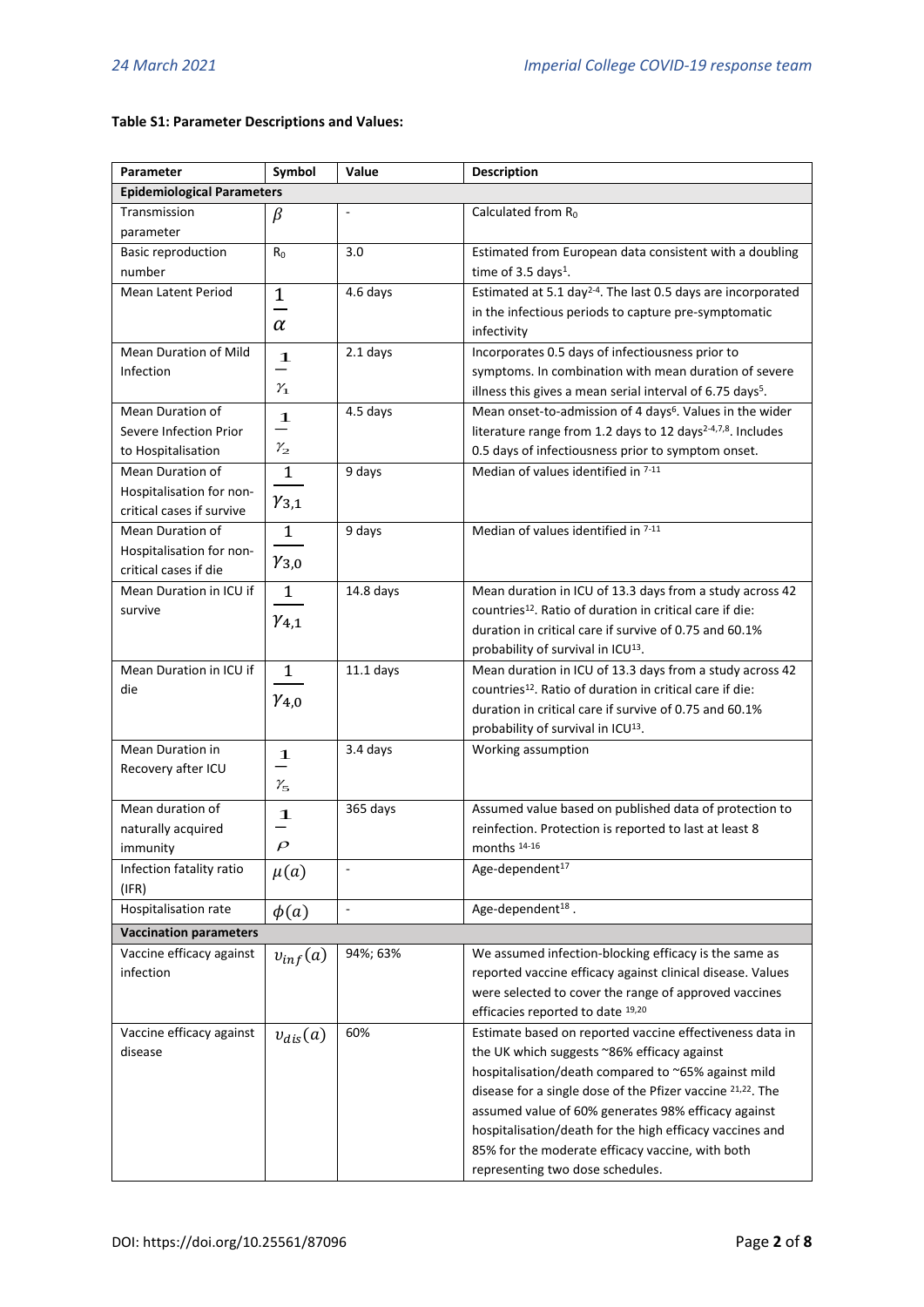**Table S1: Parameter Descriptions and Values:**

| Parameter | Symbol | Value | Description |
|---|---|---|---|
| **Epidemiological Parameters** | | | |
| Transmission parameter | $\beta$ | - | Calculated from $R_0$ |
| Basic reproduction number | $R_0$ | 3.0 | Estimated from European data consistent with a doubling time of 3.5 days[1]. |
| Mean Latent Period | $\frac{1}{\alpha}$ | 4.6 days | Estimated at 5.1 day[2-4]. The last 0.5 days are incorporated in the infectious periods to capture pre-symptomatic infectivity |
| Mean Duration of Mild Infection | $\frac{1}{\gamma_1}$ | 2.1 days | Incorporates 0.5 days of infectiousness prior to symptoms. In combination with mean duration of severe illness this gives a mean serial interval of 6.75 days[5]. |
| Mean Duration of Severe Infection Prior to Hospitalisation | $\frac{1}{\gamma_2}$ | 4.5 days | Mean onset-to-admission of 4 days[6]. Values in the wider literature range from 1.2 days to 12 days[2-4,7,8]. Includes 0.5 days of infectiousness prior to symptom onset. |
| Mean Duration of Hospitalisation for non-critical cases if survive | $\frac{1}{\gamma_{3,1}}$ | 9 days | Median of values identified in [7-11] |
| Mean Duration of Hospitalisation for non-critical cases if die | $\frac{1}{\gamma_{3,0}}$ | 9 days | Median of values identified in [7-11] |
| Mean Duration in ICU if survive | $\frac{1}{\gamma_{4,1}}$ | 14.8 days | Mean duration in ICU of 13.3 days from a study across 42 countries[12]. Ratio of duration in critical care if die: duration in critical care if survive of 0.75 and 60.1% probability of survival in ICU[13]. |
| Mean Duration in ICU if die | $\frac{1}{\gamma_{4,0}}$ | 11.1 days | Mean duration in ICU of 13.3 days from a study across 42 countries[12]. Ratio of duration in critical care if die: duration in critical care if survive of 0.75 and 60.1% probability of survival in ICU[13]. |
| Mean Duration in Recovery after ICU | $\frac{1}{\gamma_5}$ | 3.4 days | Working assumption |
| Mean duration of naturally acquired immunity | $\frac{1}{\rho}$ | 365 days | Assumed value based on published data of protection to reinfection. Protection is reported to last at least 8 months [14-16] |
| Infection fatality ratio (IFR) | $\mu(a)$ | - | Age-dependent[17] |
| Hospitalisation rate | $\phi(a)$ | - | Age-dependent[18] . |
| **Vaccination parameters** | | | |
| Vaccine efficacy against infection | $v_{inf}(a)$ | 94%; 63% | We assumed infection-blocking efficacy is the same as reported vaccine efficacy against clinical disease. Values were selected to cover the range of approved vaccines efficacies reported to date [19,20] |
| Vaccine efficacy against disease | $v_{dis}(a)$ | 60% | Estimate based on reported vaccine effectiveness data in the UK which suggests ~86% efficacy against hospitalisation/death compared to ~65% against mild disease for a single dose of the Pfizer vaccine [21,22]. The assumed value of 60% generates 98% efficacy against hospitalisation/death for the high efficacy vaccines and 85% for the moderate efficacy vaccine, with both representing two dose schedules. |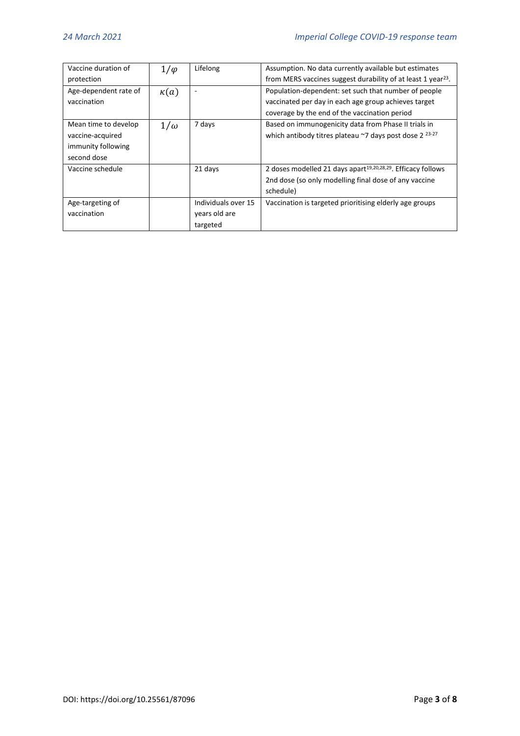| Vaccine duration of protection | $1/\varphi$ | Lifelong | Assumption. No data currently available but estimates from MERS vaccines suggest durability of at least 1 year[23]. |
|---|---|---|---|
| Age-dependent rate of vaccination | $\kappa(a)$ | - | Population-dependent: set such that number of people vaccinated per day in each age group achieves target coverage by the end of the vaccination period |
| Mean time to develop vaccine-acquired immunity following second dose | $1/\omega$ | 7 days | Based on immunogenicity data from Phase II trials in which antibody titres plateau ~7 days post dose 2 [23-27] |
| Vaccine schedule | | 21 days | 2 doses modelled 21 days apart[19,20,28,29]. Efficacy follows 2nd dose (so only modelling final dose of any vaccine schedule) |
| Age-targeting of vaccination | | Individuals over 15 years old are targeted | Vaccination is targeted prioritising elderly age groups |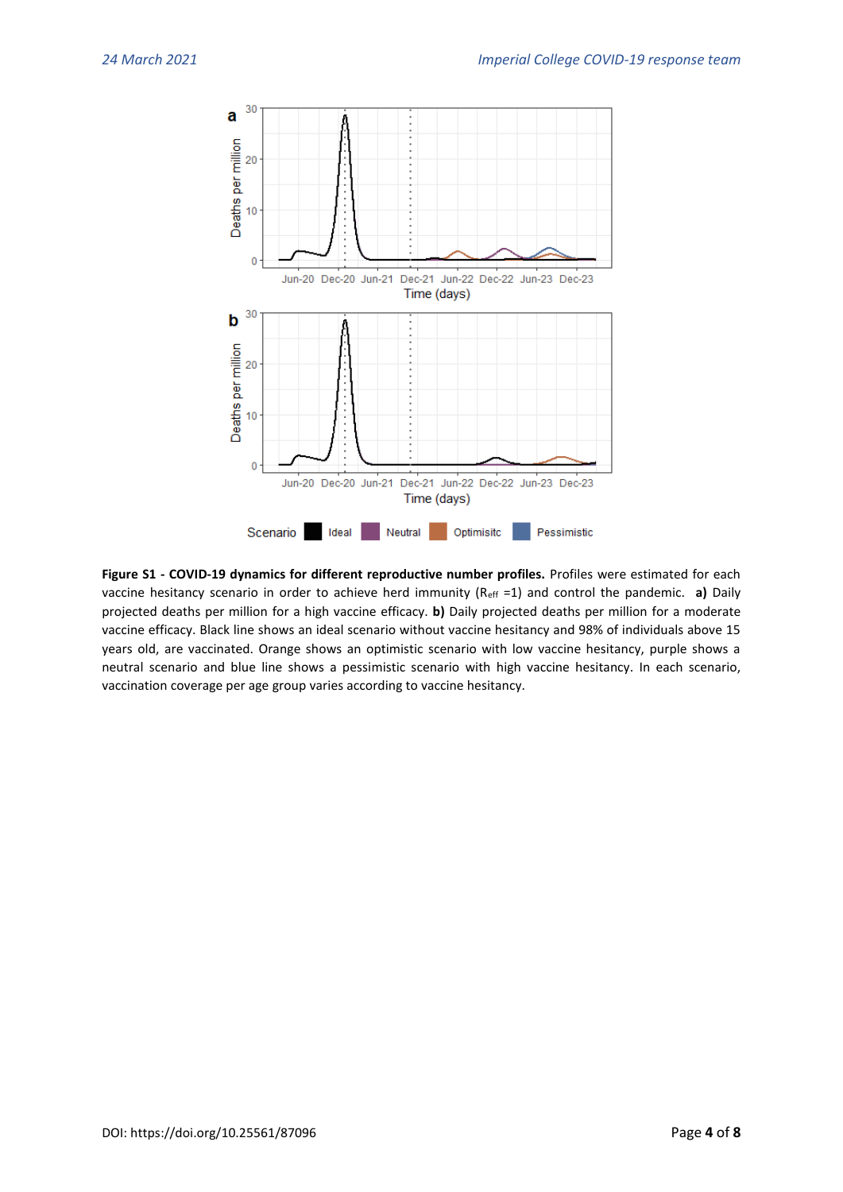**Figure S1 - COVID-19 dynamics for different reproductive number profiles.** Profiles were estimated for each vaccine hesitancy scenario in order to achieve herd immunity ($R_{eff}$ =1) and control the pandemic. **a)** Daily projected deaths per million for a high vaccine efficacy. **b)** Daily projected deaths per million for a moderate vaccine efficacy. Black line shows an ideal scenario without vaccine hesitancy and 98% of individuals above 15 years old, are vaccinated. Orange shows an optimistic scenario with low vaccine hesitancy, purple shows a neutral scenario and blue line shows a pessimistic scenario with high vaccine hesitancy. In each scenario, vaccination coverage per age group varies according to vaccine hesitancy.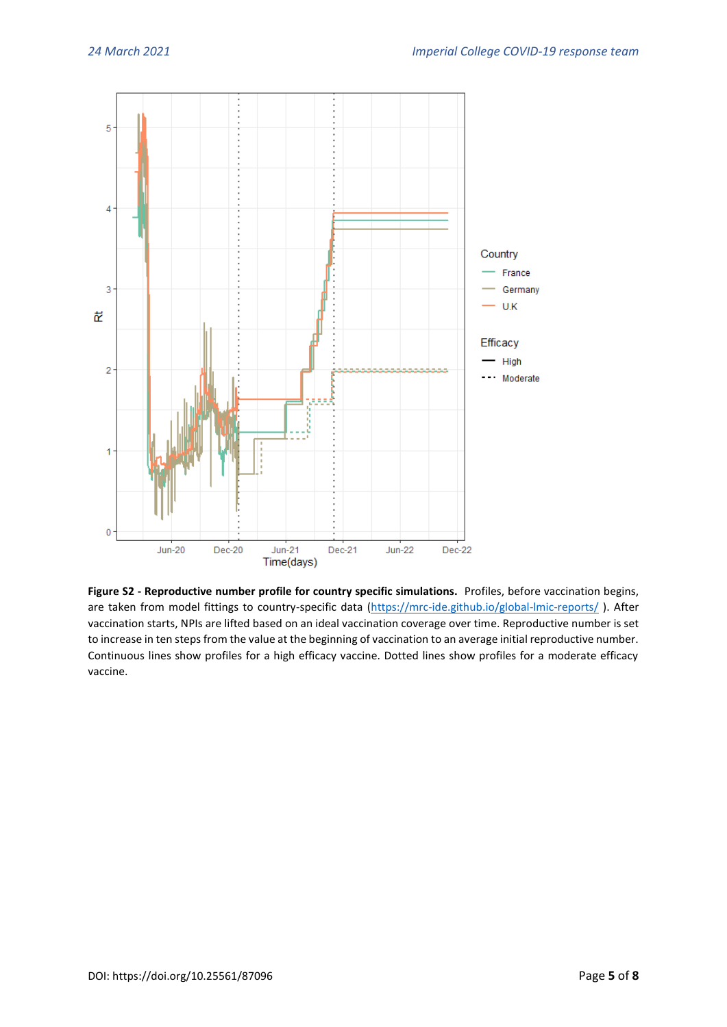**Figure S2 - Reproductive number profile for country specific simulations.** Profiles, before vaccination begins, are taken from model fittings to country-specific data (https://mrc-ide.github.io/global-lmic-reports/ ). After vaccination starts, NPIs are lifted based on an ideal vaccination coverage over time. Reproductive number is set to increase in ten steps from the value at the beginning of vaccination to an average initial reproductive number. Continuous lines show profiles for a high efficacy vaccine. Dotted lines show profiles for a moderate efficacy vaccine.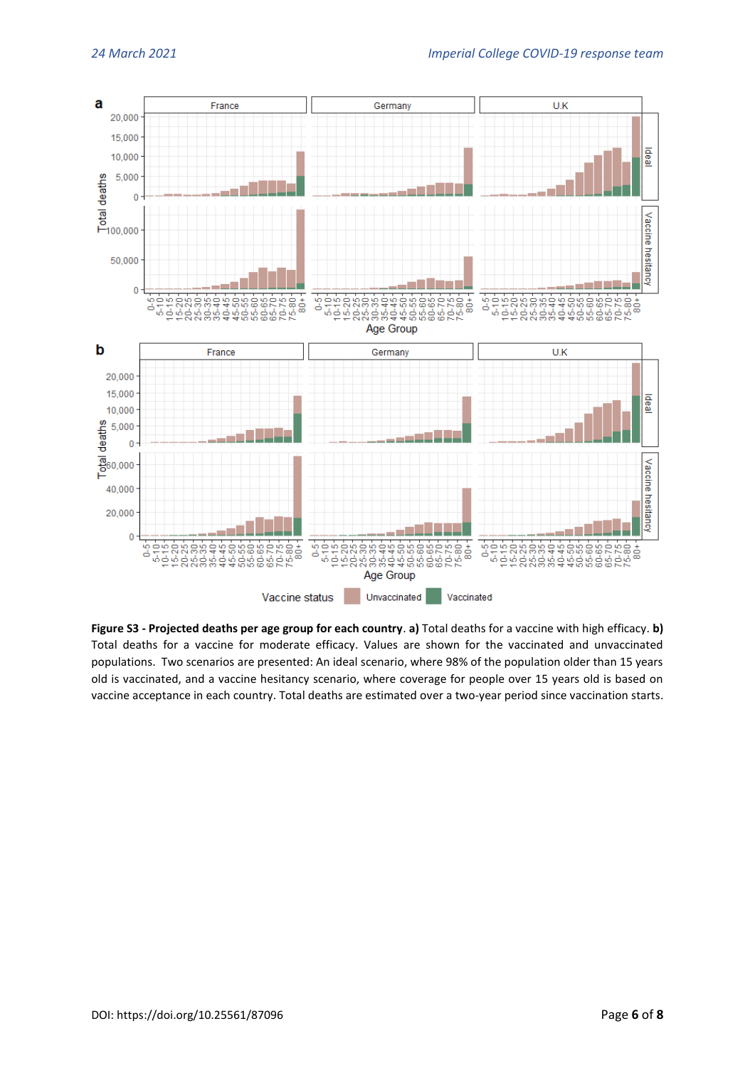**Figure S3 - Projected deaths per age group for each country**. **a)** Total deaths for a vaccine with high efficacy. **b)** Total deaths for a vaccine for moderate efficacy. Values are shown for the vaccinated and unvaccinated populations. Two scenarios are presented: An ideal scenario, where 98% of the population older than 15 years old is vaccinated, and a vaccine hesitancy scenario, where coverage for people over 15 years old is based on vaccine acceptance in each country. Total deaths are estimated over a two-year period since vaccination starts.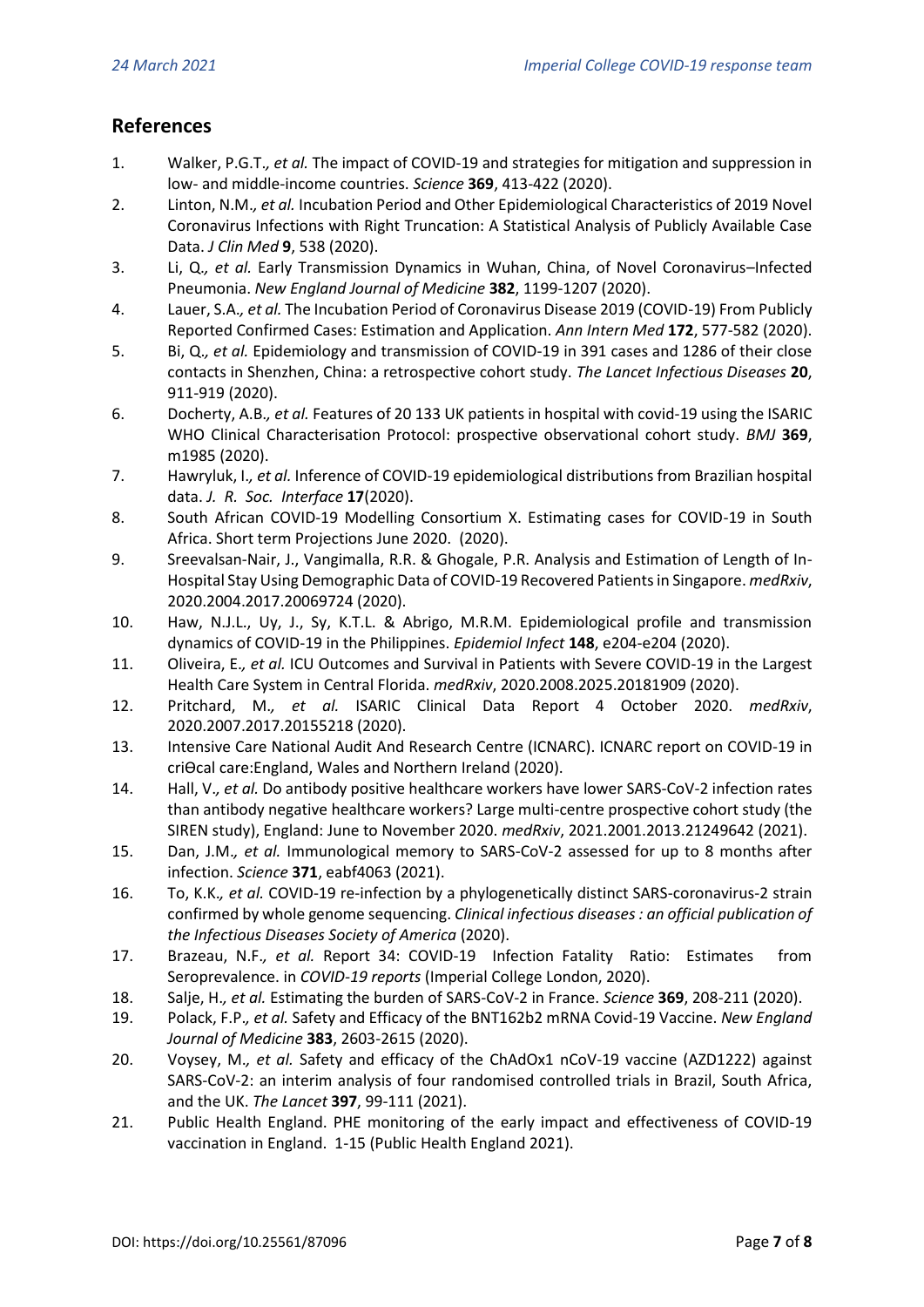## References

1. Walker, P.G.T.*, et al.* The impact of COVID-19 and strategies for mitigation and suppression in low- and middle-income countries. *Science* **369**, 413-422 (2020).
2. Linton, N.M.*, et al.* Incubation Period and Other Epidemiological Characteristics of 2019 Novel Coronavirus Infections with Right Truncation: A Statistical Analysis of Publicly Available Case Data. *J Clin Med* **9**, 538 (2020).
3. Li, Q.*, et al.* Early Transmission Dynamics in Wuhan, China, of Novel Coronavirus–Infected Pneumonia. *New England Journal of Medicine* **382**, 1199-1207 (2020).
4. Lauer, S.A.*, et al.* The Incubation Period of Coronavirus Disease 2019 (COVID-19) From Publicly Reported Confirmed Cases: Estimation and Application. *Ann Intern Med* **172**, 577-582 (2020).
5. Bi, Q.*, et al.* Epidemiology and transmission of COVID-19 in 391 cases and 1286 of their close contacts in Shenzhen, China: a retrospective cohort study. *The Lancet Infectious Diseases* **20**, 911-919 (2020).
6. Docherty, A.B.*, et al.* Features of 20 133 UK patients in hospital with covid-19 using the ISARIC WHO Clinical Characterisation Protocol: prospective observational cohort study. *BMJ* **369**, m1985 (2020).
7. Hawryluk, I.*, et al.* Inference of COVID-19 epidemiological distributions from Brazilian hospital data. *J. R. Soc. Interface* **17**(2020).
8. South African COVID-19 Modelling Consortium X. Estimating cases for COVID-19 in South Africa. Short term Projections June 2020. (2020).
9. Sreevalsan-Nair, J., Vangimalla, R.R. & Ghogale, P.R. Analysis and Estimation of Length of In-Hospital Stay Using Demographic Data of COVID-19 Recovered Patients in Singapore. *medRxiv*, 2020.2004.2017.20069724 (2020).
10. Haw, N.J.L., Uy, J., Sy, K.T.L. & Abrigo, M.R.M. Epidemiological profile and transmission dynamics of COVID-19 in the Philippines. *Epidemiol Infect* **148**, e204-e204 (2020).
11. Oliveira, E.*, et al.* ICU Outcomes and Survival in Patients with Severe COVID-19 in the Largest Health Care System in Central Florida. *medRxiv*, 2020.2008.2025.20181909 (2020).
12. Pritchard, M.*, et al.* ISARIC Clinical Data Report 4 October 2020. *medRxiv*, 2020.2007.2017.20155218 (2020).
13. Intensive Care National Audit And Research Centre (ICNARC). ICNARC report on COVID-19 in criϴcal care:England, Wales and Northern Ireland (2020).
14. Hall, V.*, et al.* Do antibody positive healthcare workers have lower SARS-CoV-2 infection rates than antibody negative healthcare workers? Large multi-centre prospective cohort study (the SIREN study), England: June to November 2020. *medRxiv*, 2021.2001.2013.21249642 (2021).
15. Dan, J.M.*, et al.* Immunological memory to SARS-CoV-2 assessed for up to 8 months after infection. *Science* **371**, eabf4063 (2021).
16. To, K.K.*, et al.* COVID-19 re-infection by a phylogenetically distinct SARS-coronavirus-2 strain confirmed by whole genome sequencing. *Clinical infectious diseases : an official publication of the Infectious Diseases Society of America* (2020).
17. Brazeau, N.F.*, et al.* Report 34: COVID-19 Infection Fatality Ratio: Estimates from Seroprevalence. in *COVID-19 reports* (Imperial College London, 2020).
18. Salje, H.*, et al.* Estimating the burden of SARS-CoV-2 in France. *Science* **369**, 208-211 (2020).
19. Polack, F.P.*, et al.* Safety and Efficacy of the BNT162b2 mRNA Covid-19 Vaccine. *New England Journal of Medicine* **383**, 2603-2615 (2020).
20. Voysey, M.*, et al.* Safety and efficacy of the ChAdOx1 nCoV-19 vaccine (AZD1222) against SARS-CoV-2: an interim analysis of four randomised controlled trials in Brazil, South Africa, and the UK. *The Lancet* **397**, 99-111 (2021).
21. Public Health England. PHE monitoring of the early impact and effectiveness of COVID-19 vaccination in England. 1-15 (Public Health England 2021).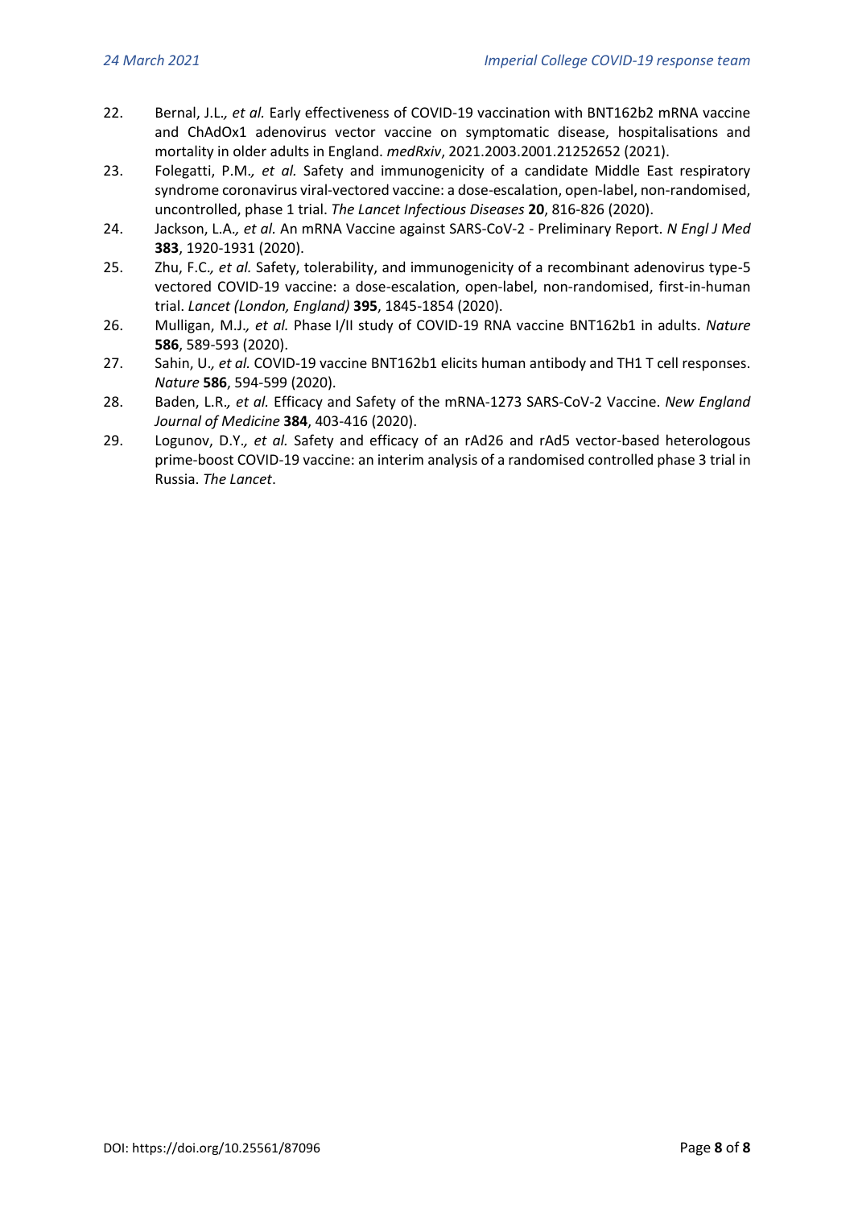22. Bernal, J.L.*, et al.* Early effectiveness of COVID-19 vaccination with BNT162b2 mRNA vaccine and ChAdOx1 adenovirus vector vaccine on symptomatic disease, hospitalisations and mortality in older adults in England. *medRxiv*, 2021.2003.2001.21252652 (2021).
23. Folegatti, P.M.*, et al.* Safety and immunogenicity of a candidate Middle East respiratory syndrome coronavirus viral-vectored vaccine: a dose-escalation, open-label, non-randomised, uncontrolled, phase 1 trial. *The Lancet Infectious Diseases* **20**, 816-826 (2020).
24. Jackson, L.A.*, et al.* An mRNA Vaccine against SARS-CoV-2 - Preliminary Report. *N Engl J Med* **383**, 1920-1931 (2020).
25. Zhu, F.C.*, et al.* Safety, tolerability, and immunogenicity of a recombinant adenovirus type-5 vectored COVID-19 vaccine: a dose-escalation, open-label, non-randomised, first-in-human trial. *Lancet (London, England)* **395**, 1845-1854 (2020).
26. Mulligan, M.J.*, et al.* Phase I/II study of COVID-19 RNA vaccine BNT162b1 in adults. *Nature* **586**, 589-593 (2020).
27. Sahin, U.*, et al.* COVID-19 vaccine BNT162b1 elicits human antibody and TH1 T cell responses. *Nature* **586**, 594-599 (2020).
28. Baden, L.R.*, et al.* Efficacy and Safety of the mRNA-1273 SARS-CoV-2 Vaccine. *New England Journal of Medicine* **384**, 403-416 (2020).
29. Logunov, D.Y.*, et al.* Safety and efficacy of an rAd26 and rAd5 vector-based heterologous prime-boost COVID-19 vaccine: an interim analysis of a randomised controlled phase 3 trial in Russia. *The Lancet*.